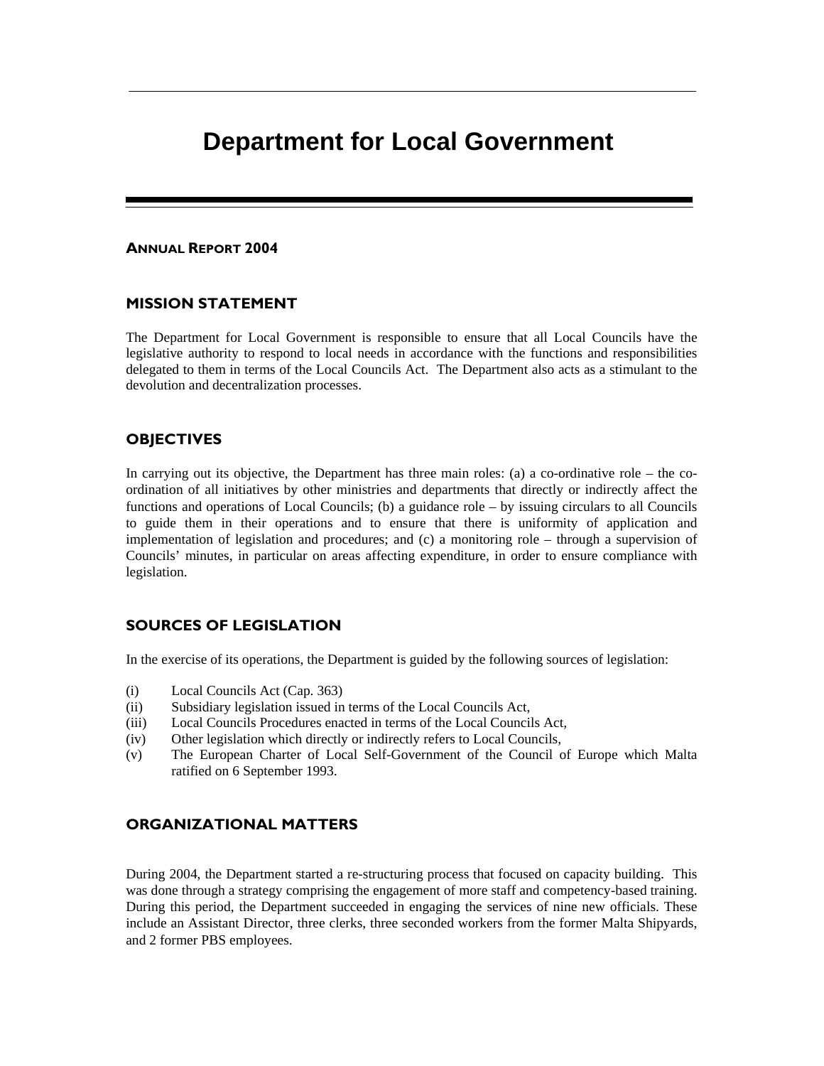# Department for Local Government

## ANNUAL REPORT 2004

### MISSION STATEMENT

The Department for Local Government is responsible to ensure that all Local Councils have the legislative authority to respond to local needs in accordance with the functions and responsibilities delegated to them in terms of the Local Councils Act. The Department also acts as a stimulant to the devolution and decentralization processes.

### OBJECTIVES

In carrying out its objective, the Department has three main roles: (a) a co-ordinative role – the co-ordination of all initiatives by other ministries and departments that directly or indirectly affect the functions and operations of Local Councils; (b) a guidance role – by issuing circulars to all Councils to guide them in their operations and to ensure that there is uniformity of application and implementation of legislation and procedures; and (c) a monitoring role – through a supervision of Councils' minutes, in particular on areas affecting expenditure, in order to ensure compliance with legislation.

### SOURCES OF LEGISLATION

In the exercise of its operations, the Department is guided by the following sources of legislation:

(i) Local Councils Act (Cap. 363)
(ii) Subsidiary legislation issued in terms of the Local Councils Act,
(iii) Local Councils Procedures enacted in terms of the Local Councils Act,
(iv) Other legislation which directly or indirectly refers to Local Councils,
(v) The European Charter of Local Self-Government of the Council of Europe which Malta ratified on 6 September 1993.

### ORGANIZATIONAL MATTERS

During 2004, the Department started a re-structuring process that focused on capacity building. This was done through a strategy comprising the engagement of more staff and competency-based training. During this period, the Department succeeded in engaging the services of nine new officials. These include an Assistant Director, three clerks, three seconded workers from the former Malta Shipyards, and 2 former PBS employees.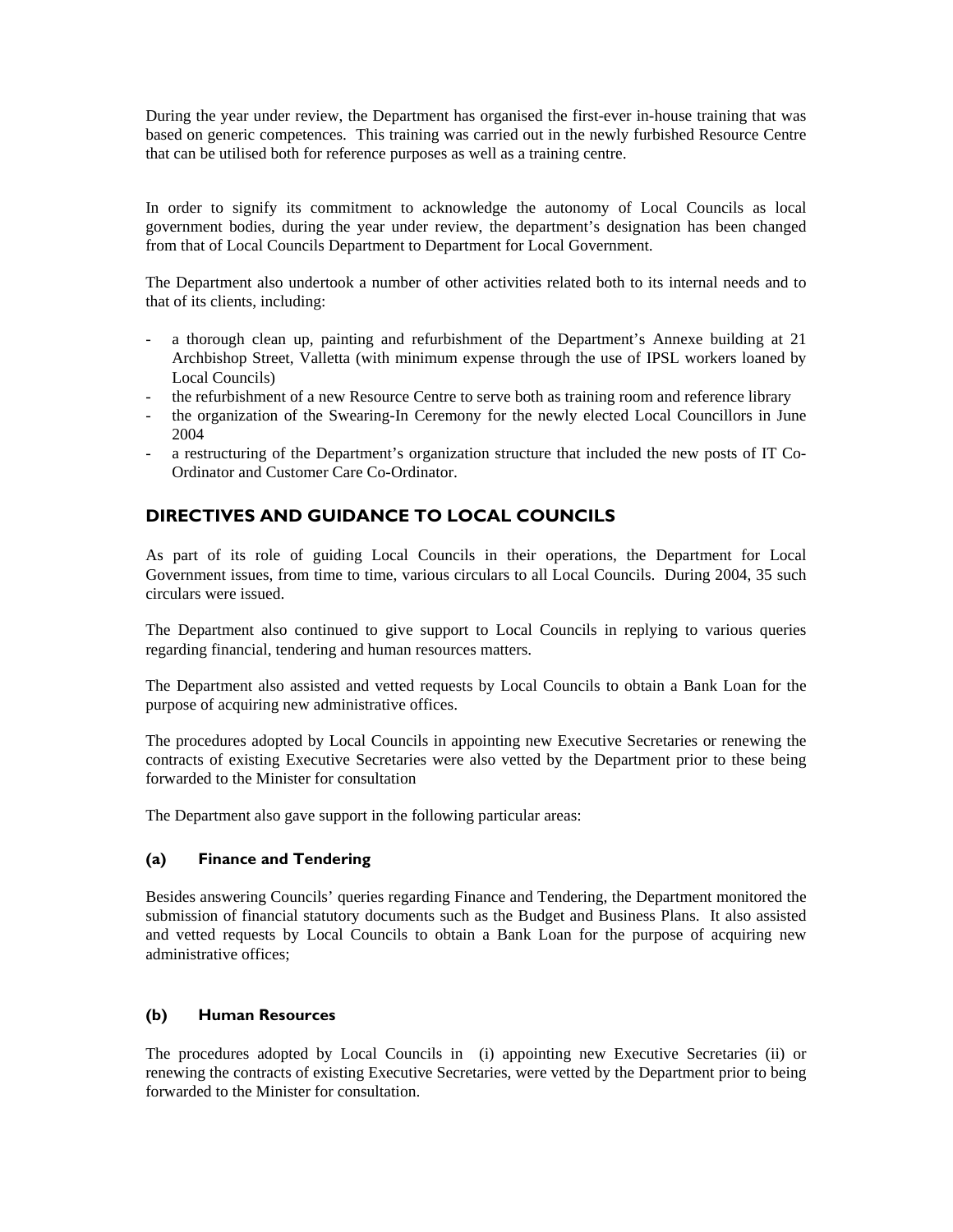During the year under review, the Department has organised the first-ever in-house training that was based on generic competences. This training was carried out in the newly furbished Resource Centre that can be utilised both for reference purposes as well as a training centre.

In order to signify its commitment to acknowledge the autonomy of Local Councils as local government bodies, during the year under review, the department's designation has been changed from that of Local Councils Department to Department for Local Government.

The Department also undertook a number of other activities related both to its internal needs and to that of its clients, including:

- a thorough clean up, painting and refurbishment of the Department's Annexe building at 21 Archbishop Street, Valletta (with minimum expense through the use of IPSL workers loaned by Local Councils)
- the refurbishment of a new Resource Centre to serve both as training room and reference library
- the organization of the Swearing-In Ceremony for the newly elected Local Councillors in June 2004
- a restructuring of the Department's organization structure that included the new posts of IT Co-Ordinator and Customer Care Co-Ordinator.

## DIRECTIVES AND GUIDANCE TO LOCAL COUNCILS

As part of its role of guiding Local Councils in their operations, the Department for Local Government issues, from time to time, various circulars to all Local Councils. During 2004, 35 such circulars were issued.

The Department also continued to give support to Local Councils in replying to various queries regarding financial, tendering and human resources matters.

The Department also assisted and vetted requests by Local Councils to obtain a Bank Loan for the purpose of acquiring new administrative offices.

The procedures adopted by Local Councils in appointing new Executive Secretaries or renewing the contracts of existing Executive Secretaries were also vetted by the Department prior to these being forwarded to the Minister for consultation

The Department also gave support in the following particular areas:

### (a) Finance and Tendering

Besides answering Councils' queries regarding Finance and Tendering, the Department monitored the submission of financial statutory documents such as the Budget and Business Plans. It also assisted and vetted requests by Local Councils to obtain a Bank Loan for the purpose of acquiring new administrative offices;

### (b) Human Resources

The procedures adopted by Local Councils in (i) appointing new Executive Secretaries (ii) or renewing the contracts of existing Executive Secretaries, were vetted by the Department prior to being forwarded to the Minister for consultation.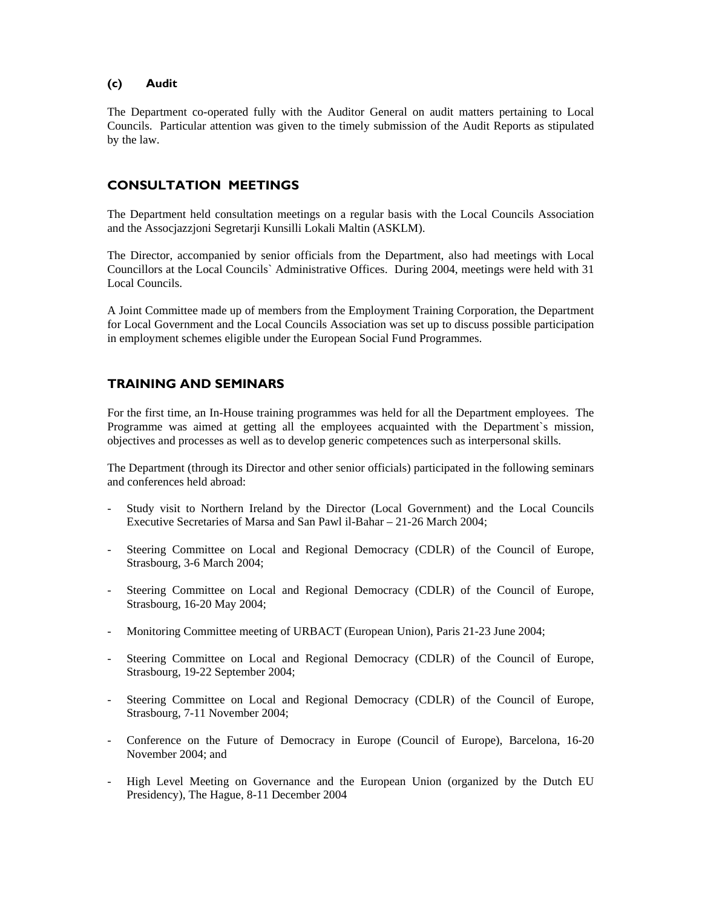### (c) Audit

The Department co-operated fully with the Auditor General on audit matters pertaining to Local Councils. Particular attention was given to the timely submission of the Audit Reports as stipulated by the law.

## CONSULTATION MEETINGS

The Department held consultation meetings on a regular basis with the Local Councils Association and the Assocjazzjoni Segretarji Kunsilli Lokali Maltin (ASKLM).

The Director, accompanied by senior officials from the Department, also had meetings with Local Councillors at the Local Councils` Administrative Offices. During 2004, meetings were held with 31 Local Councils.

A Joint Committee made up of members from the Employment Training Corporation, the Department for Local Government and the Local Councils Association was set up to discuss possible participation in employment schemes eligible under the European Social Fund Programmes.

## TRAINING AND SEMINARS

For the first time, an In-House training programmes was held for all the Department employees. The Programme was aimed at getting all the employees acquainted with the Department`s mission, objectives and processes as well as to develop generic competences such as interpersonal skills.

The Department (through its Director and other senior officials) participated in the following seminars and conferences held abroad:

- Study visit to Northern Ireland by the Director (Local Government) and the Local Councils Executive Secretaries of Marsa and San Pawl il-Bahar – 21-26 March 2004;
- Steering Committee on Local and Regional Democracy (CDLR) of the Council of Europe, Strasbourg, 3-6 March 2004;
- Steering Committee on Local and Regional Democracy (CDLR) of the Council of Europe, Strasbourg, 16-20 May 2004;
- Monitoring Committee meeting of URBACT (European Union), Paris 21-23 June 2004;
- Steering Committee on Local and Regional Democracy (CDLR) of the Council of Europe, Strasbourg, 19-22 September 2004;
- Steering Committee on Local and Regional Democracy (CDLR) of the Council of Europe, Strasbourg, 7-11 November 2004;
- Conference on the Future of Democracy in Europe (Council of Europe), Barcelona, 16-20 November 2004; and
- High Level Meeting on Governance and the European Union (organized by the Dutch EU Presidency), The Hague, 8-11 December 2004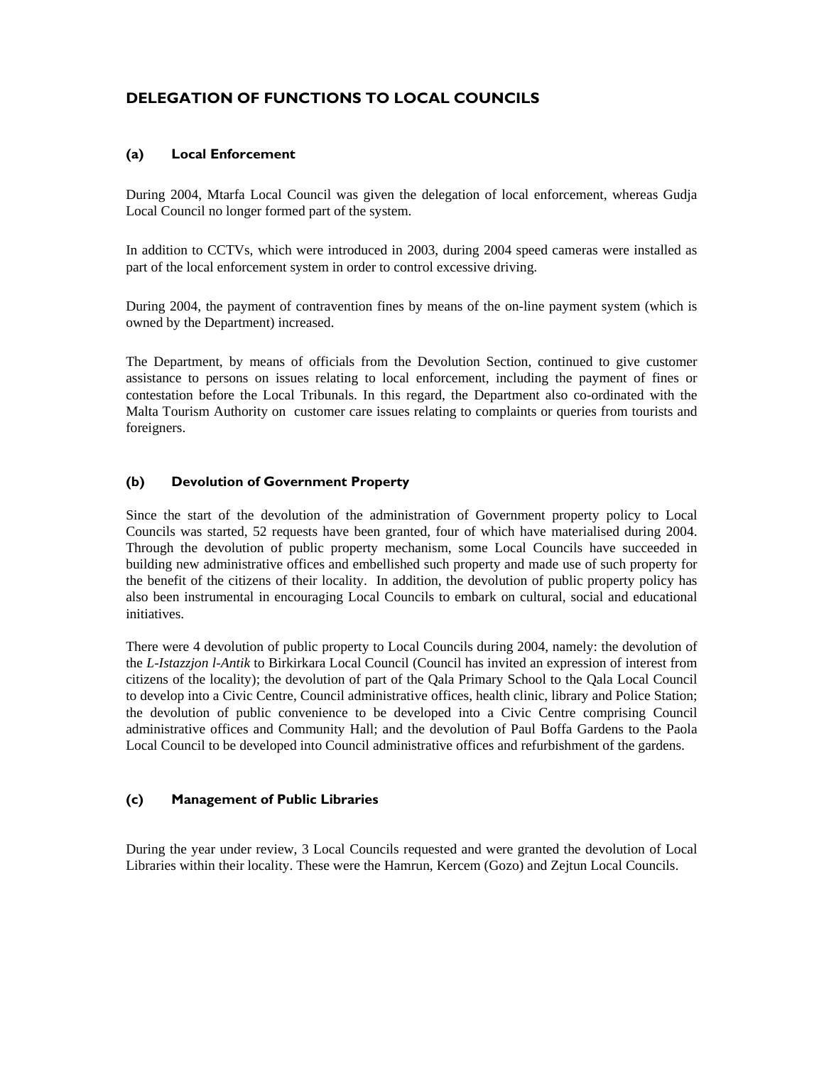## DELEGATION OF FUNCTIONS TO LOCAL COUNCILS

### (a) Local Enforcement

During 2004, Mtarfa Local Council was given the delegation of local enforcement, whereas Gudja Local Council no longer formed part of the system.

In addition to CCTVs, which were introduced in 2003, during 2004 speed cameras were installed as part of the local enforcement system in order to control excessive driving.

During 2004, the payment of contravention fines by means of the on-line payment system (which is owned by the Department) increased.

The Department, by means of officials from the Devolution Section, continued to give customer assistance to persons on issues relating to local enforcement, including the payment of fines or contestation before the Local Tribunals. In this regard, the Department also co-ordinated with the Malta Tourism Authority on customer care issues relating to complaints or queries from tourists and foreigners.

### (b) Devolution of Government Property

Since the start of the devolution of the administration of Government property policy to Local Councils was started, 52 requests have been granted, four of which have materialised during 2004. Through the devolution of public property mechanism, some Local Councils have succeeded in building new administrative offices and embellished such property and made use of such property for the benefit of the citizens of their locality. In addition, the devolution of public property policy has also been instrumental in encouraging Local Councils to embark on cultural, social and educational initiatives.

There were 4 devolution of public property to Local Councils during 2004, namely: the devolution of the *L-Istazzjon l-Antik* to Birkirkara Local Council (Council has invited an expression of interest from citizens of the locality); the devolution of part of the Qala Primary School to the Qala Local Council to develop into a Civic Centre, Council administrative offices, health clinic, library and Police Station; the devolution of public convenience to be developed into a Civic Centre comprising Council administrative offices and Community Hall; and the devolution of Paul Boffa Gardens to the Paola Local Council to be developed into Council administrative offices and refurbishment of the gardens.

### (c) Management of Public Libraries

During the year under review, 3 Local Councils requested and were granted the devolution of Local Libraries within their locality. These were the Hamrun, Kercem (Gozo) and Zejtun Local Councils.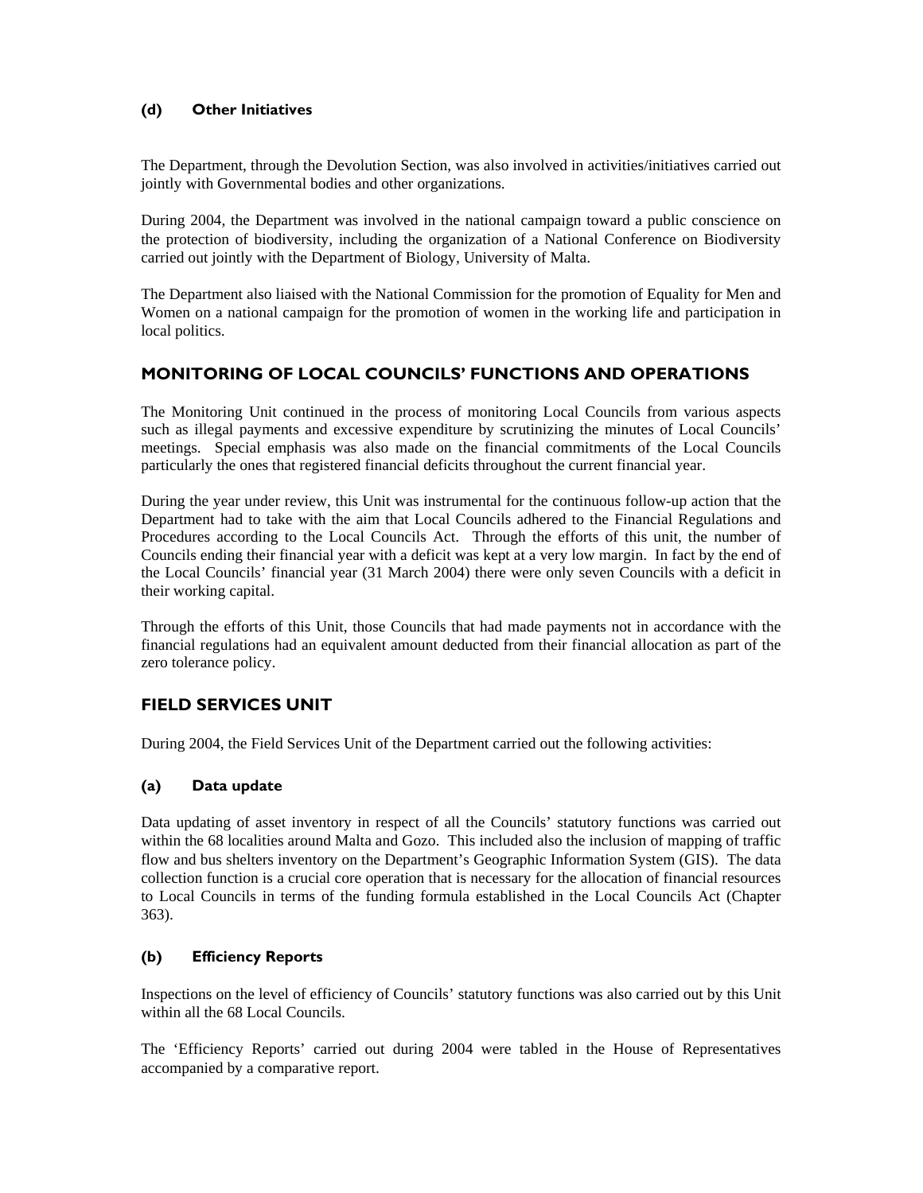### (d) Other Initiatives

The Department, through the Devolution Section, was also involved in activities/initiatives carried out jointly with Governmental bodies and other organizations.

During 2004, the Department was involved in the national campaign toward a public conscience on the protection of biodiversity, including the organization of a National Conference on Biodiversity carried out jointly with the Department of Biology, University of Malta.

The Department also liaised with the National Commission for the promotion of Equality for Men and Women on a national campaign for the promotion of women in the working life and participation in local politics.

## MONITORING OF LOCAL COUNCILS' FUNCTIONS AND OPERATIONS

The Monitoring Unit continued in the process of monitoring Local Councils from various aspects such as illegal payments and excessive expenditure by scrutinizing the minutes of Local Councils' meetings. Special emphasis was also made on the financial commitments of the Local Councils particularly the ones that registered financial deficits throughout the current financial year.

During the year under review, this Unit was instrumental for the continuous follow-up action that the Department had to take with the aim that Local Councils adhered to the Financial Regulations and Procedures according to the Local Councils Act. Through the efforts of this unit, the number of Councils ending their financial year with a deficit was kept at a very low margin. In fact by the end of the Local Councils' financial year (31 March 2004) there were only seven Councils with a deficit in their working capital.

Through the efforts of this Unit, those Councils that had made payments not in accordance with the financial regulations had an equivalent amount deducted from their financial allocation as part of the zero tolerance policy.

## FIELD SERVICES UNIT

During 2004, the Field Services Unit of the Department carried out the following activities:

### (a) Data update

Data updating of asset inventory in respect of all the Councils' statutory functions was carried out within the 68 localities around Malta and Gozo. This included also the inclusion of mapping of traffic flow and bus shelters inventory on the Department's Geographic Information System (GIS). The data collection function is a crucial core operation that is necessary for the allocation of financial resources to Local Councils in terms of the funding formula established in the Local Councils Act (Chapter 363).

### (b) Efficiency Reports

Inspections on the level of efficiency of Councils' statutory functions was also carried out by this Unit within all the 68 Local Councils.

The 'Efficiency Reports' carried out during 2004 were tabled in the House of Representatives accompanied by a comparative report.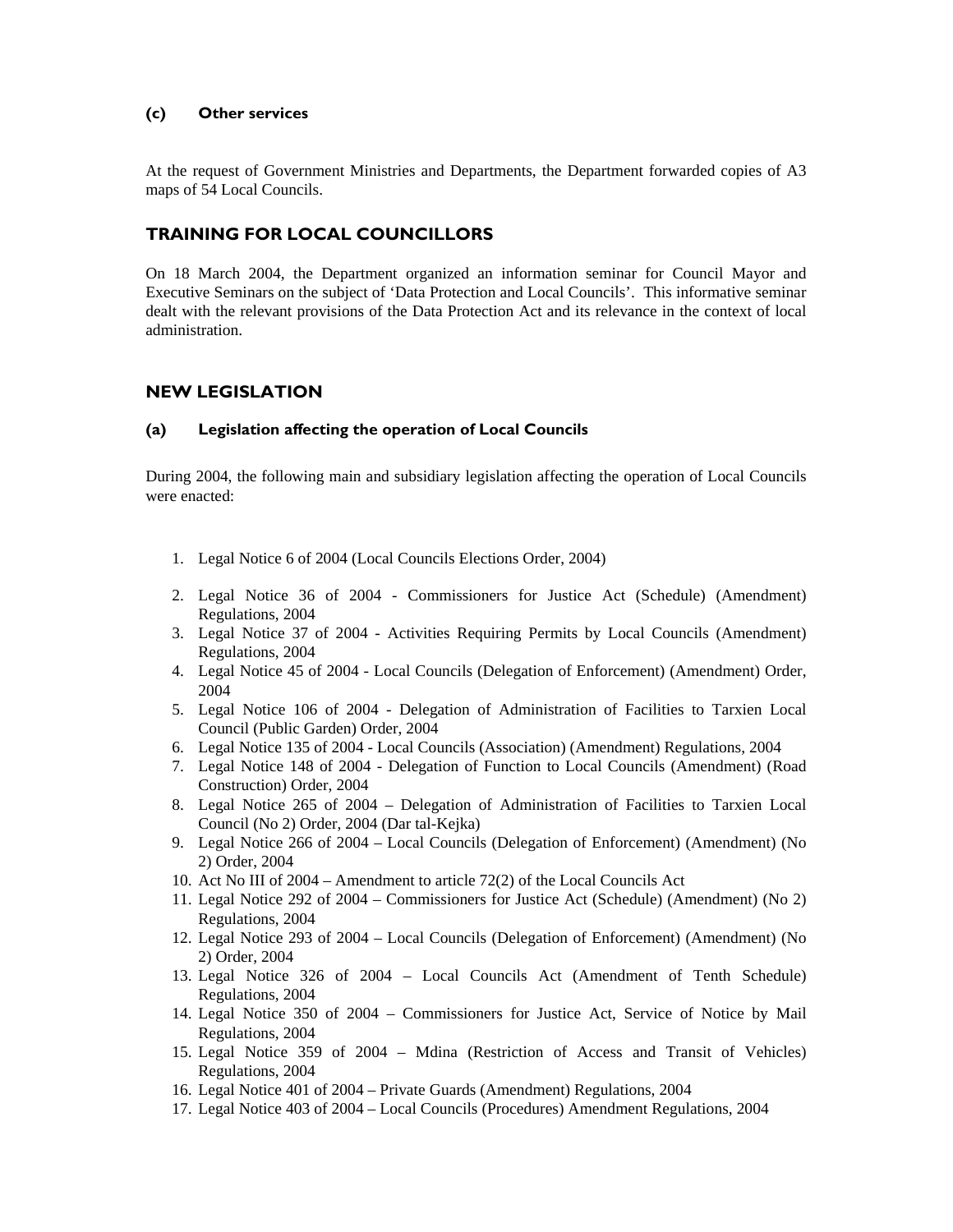### (c) Other services

At the request of Government Ministries and Departments, the Department forwarded copies of A3 maps of 54 Local Councils.

## TRAINING FOR LOCAL COUNCILLORS

On 18 March 2004, the Department organized an information seminar for Council Mayor and Executive Seminars on the subject of 'Data Protection and Local Councils'. This informative seminar dealt with the relevant provisions of the Data Protection Act and its relevance in the context of local administration.

## NEW LEGISLATION

### (a) Legislation affecting the operation of Local Councils

During 2004, the following main and subsidiary legislation affecting the operation of Local Councils were enacted:

1. Legal Notice 6 of 2004 (Local Councils Elections Order, 2004)
2. Legal Notice 36 of 2004 - Commissioners for Justice Act (Schedule) (Amendment) Regulations, 2004
3. Legal Notice 37 of 2004 - Activities Requiring Permits by Local Councils (Amendment) Regulations, 2004
4. Legal Notice 45 of 2004 - Local Councils (Delegation of Enforcement) (Amendment) Order, 2004
5. Legal Notice 106 of 2004 - Delegation of Administration of Facilities to Tarxien Local Council (Public Garden) Order, 2004
6. Legal Notice 135 of 2004 - Local Councils (Association) (Amendment) Regulations, 2004
7. Legal Notice 148 of 2004 - Delegation of Function to Local Councils (Amendment) (Road Construction) Order, 2004
8. Legal Notice 265 of 2004 – Delegation of Administration of Facilities to Tarxien Local Council (No 2) Order, 2004 (Dar tal-Kejka)
9. Legal Notice 266 of 2004 – Local Councils (Delegation of Enforcement) (Amendment) (No 2) Order, 2004
10. Act No III of 2004 – Amendment to article 72(2) of the Local Councils Act
11. Legal Notice 292 of 2004 – Commissioners for Justice Act (Schedule) (Amendment) (No 2) Regulations, 2004
12. Legal Notice 293 of 2004 – Local Councils (Delegation of Enforcement) (Amendment) (No 2) Order, 2004
13. Legal Notice 326 of 2004 – Local Councils Act (Amendment of Tenth Schedule) Regulations, 2004
14. Legal Notice 350 of 2004 – Commissioners for Justice Act, Service of Notice by Mail Regulations, 2004
15. Legal Notice 359 of 2004 – Mdina (Restriction of Access and Transit of Vehicles) Regulations, 2004
16. Legal Notice 401 of 2004 – Private Guards (Amendment) Regulations, 2004
17. Legal Notice 403 of 2004 – Local Councils (Procedures) Amendment Regulations, 2004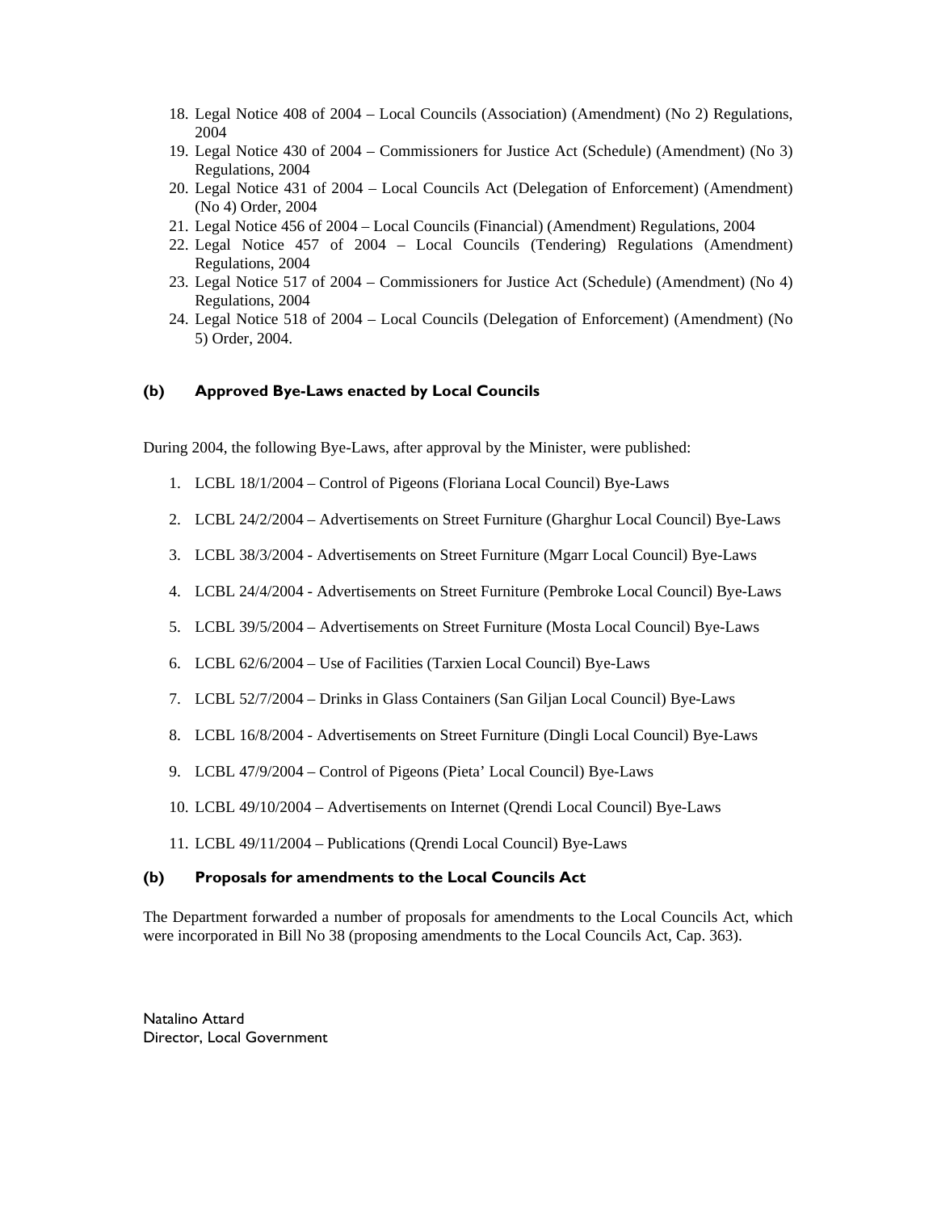18. Legal Notice 408 of 2004 – Local Councils (Association) (Amendment) (No 2) Regulations, 2004
19. Legal Notice 430 of 2004 – Commissioners for Justice Act (Schedule) (Amendment) (No 3) Regulations, 2004
20. Legal Notice 431 of 2004 – Local Councils Act (Delegation of Enforcement) (Amendment) (No 4) Order, 2004
21. Legal Notice 456 of 2004 – Local Councils (Financial) (Amendment) Regulations, 2004
22. Legal Notice 457 of 2004 – Local Councils (Tendering) Regulations (Amendment) Regulations, 2004
23. Legal Notice 517 of 2004 – Commissioners for Justice Act (Schedule) (Amendment) (No 4) Regulations, 2004
24. Legal Notice 518 of 2004 – Local Councils (Delegation of Enforcement) (Amendment) (No 5) Order, 2004.

### (b) Approved Bye-Laws enacted by Local Councils

During 2004, the following Bye-Laws, after approval by the Minister, were published:

1. LCBL 18/1/2004 – Control of Pigeons (Floriana Local Council) Bye-Laws
2. LCBL 24/2/2004 – Advertisements on Street Furniture (Gharghur Local Council) Bye-Laws
3. LCBL 38/3/2004 - Advertisements on Street Furniture (Mgarr Local Council) Bye-Laws
4. LCBL 24/4/2004 - Advertisements on Street Furniture (Pembroke Local Council) Bye-Laws
5. LCBL 39/5/2004 – Advertisements on Street Furniture (Mosta Local Council) Bye-Laws
6. LCBL 62/6/2004 – Use of Facilities (Tarxien Local Council) Bye-Laws
7. LCBL 52/7/2004 – Drinks in Glass Containers (San Giljan Local Council) Bye-Laws
8. LCBL 16/8/2004 - Advertisements on Street Furniture (Dingli Local Council) Bye-Laws
9. LCBL 47/9/2004 – Control of Pigeons (Pieta' Local Council) Bye-Laws
10. LCBL 49/10/2004 – Advertisements on Internet (Qrendi Local Council) Bye-Laws
11. LCBL 49/11/2004 – Publications (Qrendi Local Council) Bye-Laws

### (b) Proposals for amendments to the Local Councils Act

The Department forwarded a number of proposals for amendments to the Local Councils Act, which were incorporated in Bill No 38 (proposing amendments to the Local Councils Act, Cap. 363).

Natalino Attard
Director, Local Government